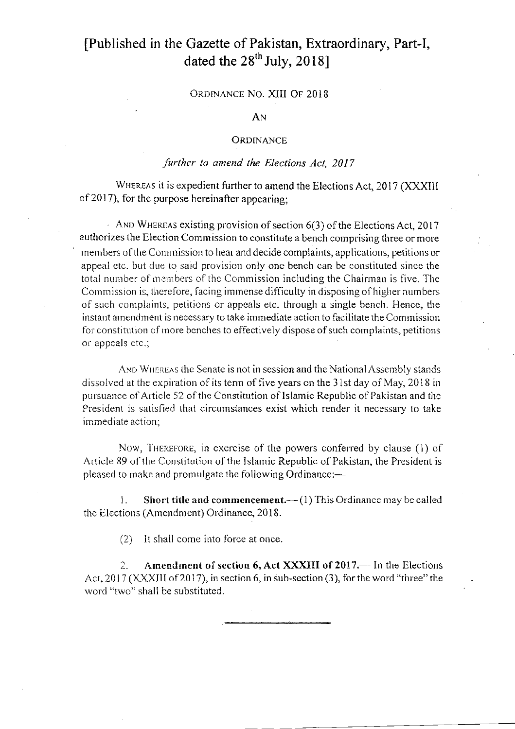# [Published in the Gazette of Pakistan, Extraordinary, Part-I, dated the 28th July, 2018]

ORDINANCE NO. XIII OF 2018

AN

ORDINANCE

*further to amend the Elections Act, 2017*

WHEREAS it is expedient further to amend the Elections Act, 2017 (XXXIII of 2017), for the purpose hereinafter appearing;

AND WHEREAS existing provision of section 6(3) of the Elections Act, 2017 authorizes the Election Commission to constitute a bench comprising three or more members of the Commission to hear and decide complaints, applications, petitions or appeal etc. but due to said provision only one bench can be constituted since the total number of members of the Commission including the Chairman is five. The Commission is, therefore, facing immense difficulty in disposing of higher numbers of such complaints, petitions or appeals etc. through a single bench. Hence, the instant amendment is necessary to take immediate action to facilitate the Commission for constitution of more benches to effectively dispose of such complaints, petitions or appeals etc.;

AND WHEREAS the Senate is not in session and the National Assembly stands dissolved at the expiration of its term of five years on the 31st day of May, 2018 in pursuance of Article 52 of the Constitution of Islamic Republic of Pakistan and the President is satisfied that circumstances exist which render it necessary to take immediate action;

NOW, THEREFORE, in exercise of the powers conferred by clause (1) of Article 89 of the Constitution of the Islamic Republic of Pakistan, the President is pleased to make and promulgate the following Ordinance:—

1. **Short title and commencement.**—(1) This Ordinance may be called the Elections (Amendment) Ordinance, 2018.

(2) It shall come into force at once.

2. **Amendment of section 6, Act XXXIII of 2017.**— In the Elections Act, 2017 (XXXIII of 2017), in section 6, in sub-section (3), for the word "three" the word "two" shall be substituted.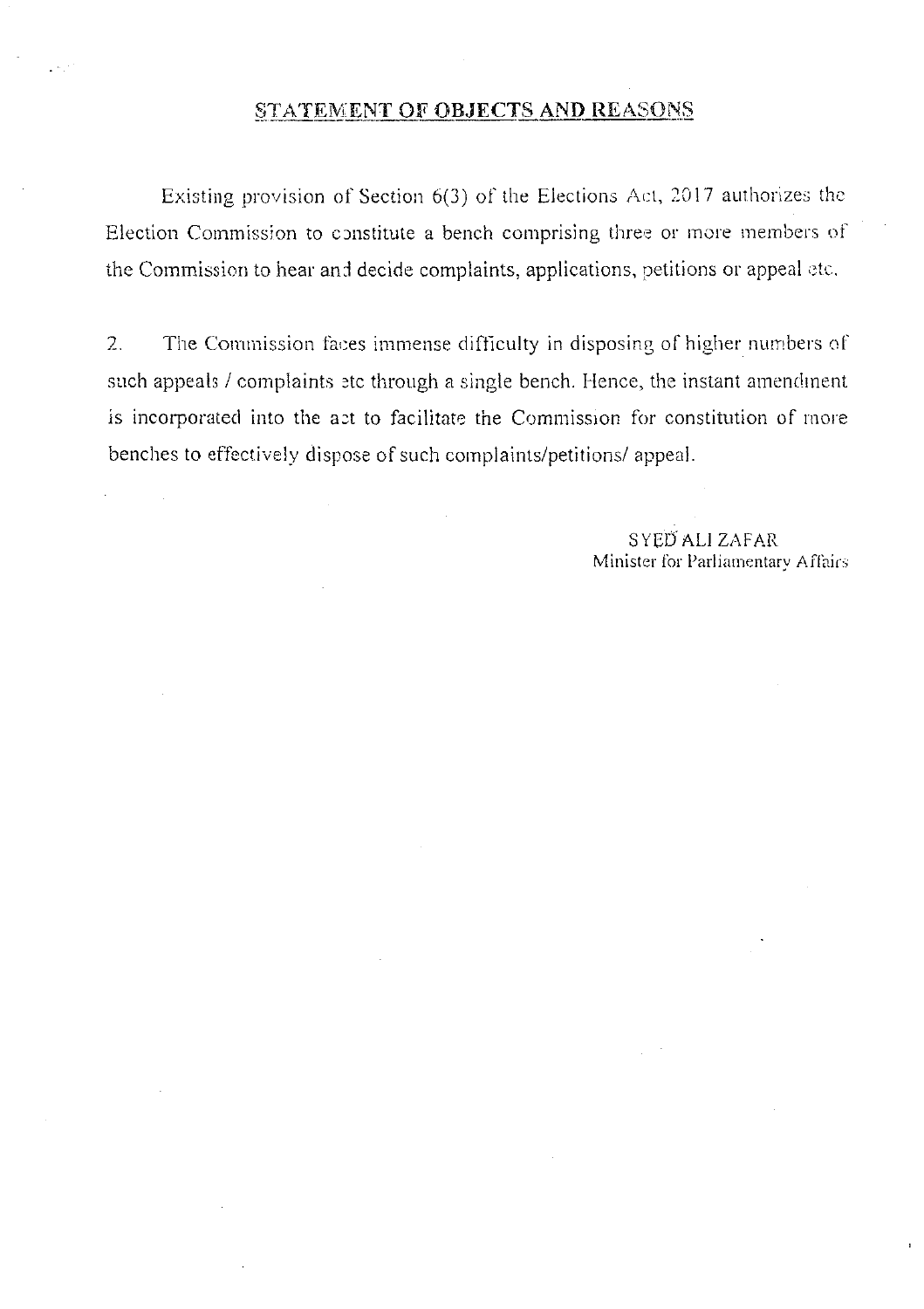## STATEMENT OF OBJECTS AND REASONS

Existing provision of Section 6(3) of the Elections Act, 2017 authorizes the Election Commission to constitute a bench comprising three or more members of the Commission to hear and decide complaints, applications, petitions or appeal etc.

2. The Commission faces immense difficulty in disposing of higher numbers of such appeals / complaints etc through a single bench. Hence, the instant amendment is incorporated into the act to facilitate the Commission for constitution of more benches to effectively dispose of such complaints/petitions/ appeal.

SYED ALI ZAFAR
Minister for Parliamentary Affairs